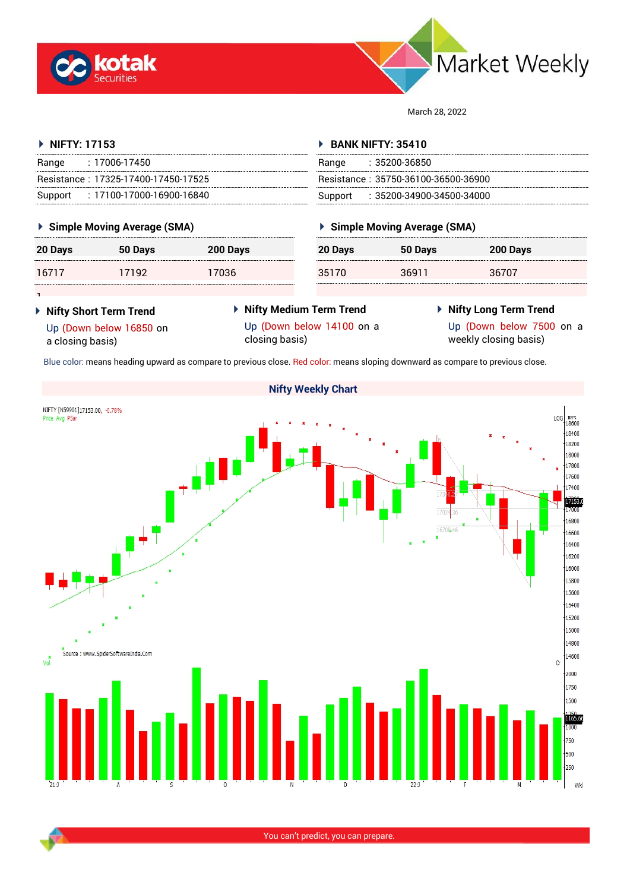Market Weekly

March 28, 2022

## NIFTY: 17153

| | |
|---|---|
| Range | : 17006-17450 |
| Resistance | : 17325-17400-17450-17525 |
| Support | : 17100-17000-16900-16840 |

### Simple Moving Average (SMA)

| 20 Days | 50 Days | 200 Days |
|---|---|---|
| 16717 | 17192 | 17036 |

## BANK NIFTY: 35410

| | |
|---|---|
| Range | : 35200-36850 |
| Resistance | : 35750-36100-36500-36900 |
| Support | : 35200-34900-34500-34000 |

### Simple Moving Average (SMA)

| 20 Days | 50 Days | 200 Days |
|---|---|---|
| 35170 | 36911 | 36707 |

### Nifty Short Term Trend

Up (Down below 16850 on a closing basis)

### Nifty Medium Term Trend

Up (Down below 14100 on a closing basis)

### Nifty Long Term Trend

Up (Down below 7500 on a weekly closing basis)

Blue color: means heading upward as compare to previous close. Red color: means sloping downward as compare to previous close.

### Nifty Weekly Chart

NIFTY [N59901]17153.00, -0.78%

Price Avg PSar

LOG

Source : www.SpiderSoftwareIndia.Com

Vol

17301.2

17024.36

16708.46

17153.0

1165.66

21:J A S O N D 22:J F M

Wkl

You can't predict, you can prepare.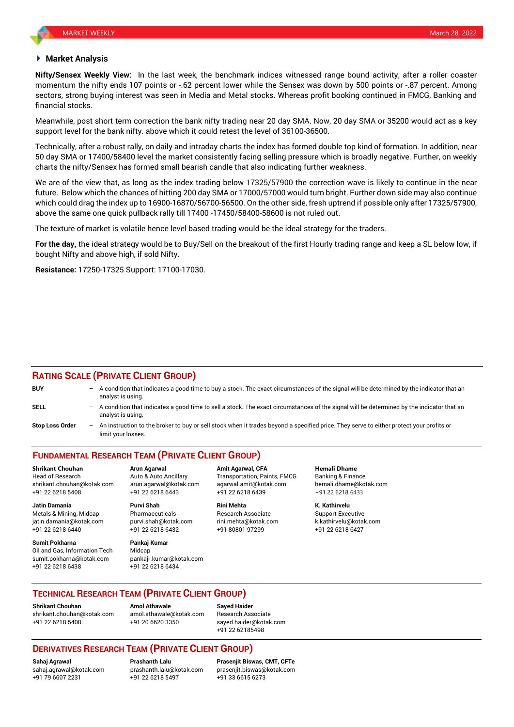## Market Analysis

**Nifty/Sensex Weekly View:** In the last week, the benchmark indices witnessed range bound activity, after a roller coaster momentum the nifty ends 107 points or -.62 percent lower while the Sensex was down by 500 points or -.87 percent. Among sectors, strong buying interest was seen in Media and Metal stocks. Whereas profit booking continued in FMCG, Banking and financial stocks.

Meanwhile, post short term correction the bank nifty trading near 20 day SMA. Now, 20 day SMA or 35200 would act as a key support level for the bank nifty. above which it could retest the level of 36100-36500.

Technically, after a robust rally, on daily and intraday charts the index has formed double top kind of formation. In addition, near 50 day SMA or 17400/58400 level the market consistently facing selling pressure which is broadly negative. Further, on weekly charts the nifty/Sensex has formed small bearish candle that also indicating further weakness.

We are of the view that, as long as the index trading below 17325/57900 the correction wave is likely to continue in the near future. Below which the chances of hitting 200 day SMA or 17000/57000 would turn bright. Further down side may also continue which could drag the index up to 16900-16870/56700-56500. On the other side, fresh uptrend if possible only after 17325/57900, above the same one quick pullback rally till 17400 -17450/58400-58600 is not ruled out.

The texture of market is volatile hence level based trading would be the ideal strategy for the traders.

**For the day,** the ideal strategy would be to Buy/Sell on the breakout of the first Hourly trading range and keep a SL below low, if bought Nifty and above high, if sold Nifty.

**Resistance:** 17250-17325 Support: 17100-17030.

## RATING SCALE (PRIVATE CLIENT GROUP)

**BUY** – A condition that indicates a good time to buy a stock. The exact circumstances of the signal will be determined by the indicator that an analyst is using.

**SELL** – A condition that indicates a good time to sell a stock. The exact circumstances of the signal will be determined by the indicator that an analyst is using.

**Stop Loss Order** – An instruction to the broker to buy or sell stock when it trades beyond a specified price. They serve to either protect your profits or limit your losses.

## FUNDAMENTAL RESEARCH TEAM (PRIVATE CLIENT GROUP)

**Shrikant Chouhan**
Head of Research
shrikant.chouhan@kotak.com
+91 22 6218 5408

**Arun Agarwal**
Auto & Auto Ancillary
arun.agarwal@kotak.com
+91 22 6218 6443

**Amit Agarwal, CFA**
Transportation, Paints, FMCG
agarwal.amit@kotak.com
+91 22 6218 6439

**Hemali Dhame**
Banking & Finance
hemali.dhame@kotak.com
+91 22 6218 6433

**Jatin Damania**
Metals & Mining, Midcap
jatin.damania@kotak.com
+91 22 6218 6440

**Purvi Shah**
Pharmaceuticals
purvi.shah@kotak.com
+91 22 6218 6432

**Rini Mehta**
Research Associate
rini.mehta@kotak.com
+91 80801 97299

**K. Kathirvelu**
Support Executive
k.kathirvelu@kotak.com
+91 22 6218 6427

**Sumit Pokharna**
Oil and Gas, Information Tech
sumit.pokharna@kotak.com
+91 22 6218 6438

**Pankaj Kumar**
Midcap
pankajr.kumar@kotak.com
+91 22 6218 6434

## TECHNICAL RESEARCH TEAM (PRIVATE CLIENT GROUP)

**Shrikant Chouhan**
shrikant.chouhan@kotak.com
+91 22 6218 5408

**Amol Athawale**
amol.athawale@kotak.com
+91 20 6620 3350

**Sayed Haider**
Research Associate
sayed.haider@kotak.com
+91 22 62185498

## DERIVATIVES RESEARCH TEAM (PRIVATE CLIENT GROUP)

**Sahaj Agrawal**
sahaj.agrawal@kotak.com
+91 79 6607 2231

**Prashanth Lalu**
prashanth.lalu@kotak.com
+91 22 6218 5497

**Prasenjit Biswas, CMT, CFTe**
prasenjit.biswas@kotak.com
+91 33 6615 6273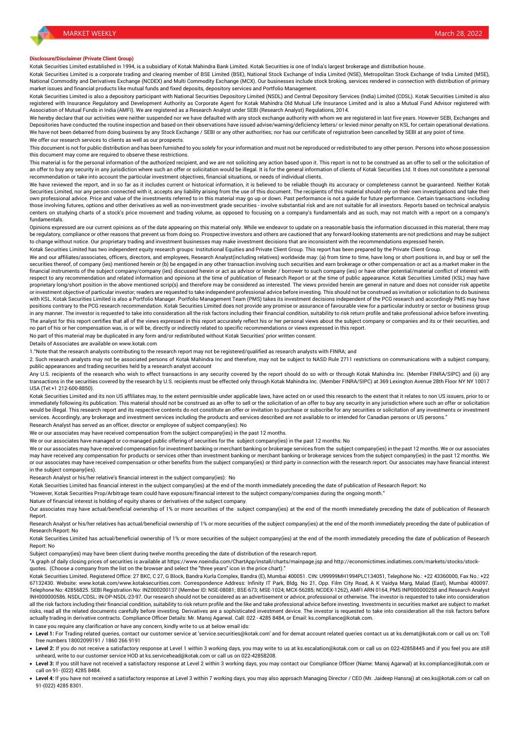**Disclosure/Disclaimer (Private Client Group)**

Kotak Securities Limited established in 1994, is a subsidiary of Kotak Mahindra Bank Limited. Kotak Securities is one of India's largest brokerage and distribution house.

Kotak Securities Limited is a corporate trading and clearing member of BSE Limited (BSE), National Stock Exchange of India Limited (NSE), Metropolitan Stock Exchange of India Limited (MSE), National Commodity and Derivatives Exchange (NCDEX) and Multi Commodity Exchange (MCX). Our businesses include stock broking, services rendered in connection with distribution of primary market issues and financial products like mutual funds and fixed deposits, depository services and Portfolio Management.

Kotak Securities Limited is also a depository participant with National Securities Depository Limited (NSDL) and Central Depository Services (India) Limited (CDSL). Kotak Securities Limited is also registered with Insurance Regulatory and Development Authority as Corporate Agent for Kotak Mahindra Old Mutual Life Insurance Limited and is also a Mutual Fund Advisor registered with Association of Mutual Funds in India (AMFI). We are registered as a Research Analyst under SEBI (Research Analyst) Regulations, 2014.

We hereby declare that our activities were neither suspended nor we have defaulted with any stock exchange authority with whom we are registered in last five years. However SEBI, Exchanges and Depositories have conducted the routine inspection and based on their observations have issued advise/warning/deficiency letters/ or levied minor penalty on KSL for certain operational deviations. We have not been debarred from doing business by any Stock Exchange / SEBI or any other authorities; nor has our certificate of registration been cancelled by SEBI at any point of time.

We offer our research services to clients as well as our prospects.

This document is not for public distribution and has been furnished to you solely for your information and must not be reproduced or redistributed to any other person. Persons into whose possession this document may come are required to observe these restrictions.

This material is for the personal information of the authorized recipient, and we are not soliciting any action based upon it. This report is not to be construed as an offer to sell or the solicitation of an offer to buy any security in any jurisdiction where such an offer or solicitation would be illegal. It is for the general information of clients of Kotak Securities Ltd. It does not constitute a personal recommendation or take into account the particular investment objectives, financial situations, or needs of individual clients.

We have reviewed the report, and in so far as it includes current or historical information, it is believed to be reliable though its accuracy or completeness cannot be guaranteed. Neither Kotak Securities Limited, nor any person connected with it, accepts any liability arising from the use of this document. The recipients of this material should rely on their own investigations and take their own professional advice. Price and value of the investments referred to in this material may go up or down. Past performance is not a guide for future performance. Certain transactions -including those involving futures, options and other derivatives as well as non-investment grade securities - involve substantial risk and are not suitable for all investors. Reports based on technical analysis centers on studying charts of a stock's price movement and trading volume, as opposed to focusing on a company's fundamentals and as such, may not match with a report on a company's fundamentals.

Opinions expressed are our current opinions as of the date appearing on this material only. While we endeavor to update on a reasonable basis the information discussed in this material, there may be regulatory, compliance or other reasons that prevent us from doing so. Prospective investors and others are cautioned that any forward-looking statements are not predictions and may be subject to change without notice. Our proprietary trading and investment businesses may make investment decisions that are inconsistent with the recommendations expressed herein.

Kotak Securities Limited has two independent equity research groups: Institutional Equities and Private Client Group. This report has been prepared by the Private Client Group.

We and our affiliates/associates, officers, directors, and employees, Research Analyst(including relatives) worldwide may: (a) from time to time, have long or short positions in, and buy or sell the securities thereof, of company (ies) mentioned herein or (b) be engaged in any other transaction involving such securities and earn brokerage or other compensation or act as a market maker in the financial instruments of the subject company/company (ies) discussed herein or act as advisor or lender / borrower to such company (ies) or have other potential/material conflict of interest with respect to any recommendation and related information and opinions at the time of publication of Research Report or at the time of public appearance. Kotak Securities Limited (KSL) may have proprietary long/short position in the above mentioned scrip(s) and therefore may be considered as interested. The views provided herein are general in nature and does not consider risk appetite or investment objective of particular investor; readers are requested to take independent professional advice before investing. This should not be construed as invitation or solicitation to do business with KSL. Kotak Securities Limited is also a Portfolio Manager. Portfolio Management Team (PMS) takes its investment decisions independent of the PCG research and accordingly PMS may have positions contrary to the PCG research recommendation. Kotak Securities Limited does not provide any promise or assurance of favourable view for a particular industry or sector or business group in any manner. The investor is requested to take into consideration all the risk factors including their financial condition, suitability to risk return profile and take professional advice before investing.

The analyst for this report certifies that all of the views expressed in this report accurately reflect his or her personal views about the subject company or companies and its or their securities, and no part of his or her compensation was, is or will be, directly or indirectly related to specific recommendations or views expressed in this report.

No part of this material may be duplicated in any form and/or redistributed without Kotak Securities' prior written consent.

Details of Associates are available on www.kotak.com

1."Note that the research analysts contributing to the research report may not be registered/qualified as research analysts with FINRA; and

2. Such research analysts may not be associated persons of Kotak Mahindra Inc and therefore, may not be subject to NASD Rule 2711 restrictions on communications with a subject company, public appearances and trading securities held by a research analyst account

Any U.S. recipients of the research who wish to effect transactions in any security covered by the report should do so with or through Kotak Mahindra Inc. (Member FINRA/SIPC) and (ii) any transactions in the securities covered by the research by U.S. recipients must be effected only through Kotak Mahindra Inc. (Member FINRA/SIPC) at 369 Lexington Avenue 28th Floor NY NY 10017 USA (Tel:+1 212-600-8850).

Kotak Securities Limited and its non US affiliates may, to the extent permissible under applicable laws, have acted on or used this research to the extent that it relates to non US issuers, prior to or immediately following its publication. This material should not be construed as an offer to sell or the solicitation of an offer to buy any security in any jurisdiction where such an offer or solicitation would be illegal. This research report and its respective contents do not constitute an offer or invitation to purchase or subscribe for any securities or solicitation of any investments or investment services. Accordingly, any brokerage and investment services including the products and services described are not available to or intended for Canadian persons or US persons."

Research Analyst has served as an officer, director or employee of subject company(ies): No

We or our associates may have received compensation from the subject company(ies) in the past 12 months.

We or our associates have managed or co-managed public offering of securities for the subject company(ies) in the past 12 months: No

We or our associates may have received compensation for investment banking or merchant banking or brokerage services from the subject company(ies) in the past 12 months. We or our associates may have received any compensation for products or services other than investment banking or merchant banking or brokerage services from the subject company(ies) in the past 12 months. We or our associates may have received compensation or other benefits from the subject company(ies) or third party in connection with the research report. Our associates may have financial interest in the subject company(ies).

Research Analyst or his/her relative's financial interest in the subject company(ies): No

Kotak Securities Limited has financial interest in the subject company(ies) at the end of the month immediately preceding the date of publication of Research Report: No

"However, Kotak Securities Prop/Arbitrage team could have exposure/financial interest to the subject company/companies during the ongoing month."

Nature of financial interest is holding of equity shares or derivatives of the subject company.

Our associates may have actual/beneficial ownership of 1% or more securities of the subject company(ies) at the end of the month immediately preceding the date of publication of Research Report.

Research Analyst or his/her relatives has actual/beneficial ownership of 1% or more securities of the subject company(ies) at the end of the month immediately preceding the date of publication of Research Report: No

Kotak Securities Limited has actual/beneficial ownership of 1% or more securities of the subject company(ies) at the end of the month immediately preceding the date of publication of Research Report: No

Subject company(ies) may have been client during twelve months preceding the date of distribution of the research report.

"A graph of daily closing prices of securities is available at https://www.nseindia.com/ChartApp/install/charts/mainpage.jsp and http://economictimes.indiatimes.com/markets/stocks/stock-quotes. (Choose a company from the list on the browser and select the "three years" icon in the price chart)."

Kotak Securities Limited. Registered Office: 27 BKC, C 27, G Block, Bandra Kurla Complex, Bandra (E), Mumbai 400051. CIN: U99999MH1994PLC134051, Telephone No.: +22 43360000, Fax No.: +22 67132430. Website: www.kotak.com/www.kotaksecurities.com. Correspondence Address: Infinity IT Park, Bldg. No 21, Opp. Film City Road, A K Vaidya Marg, Malad (East), Mumbai 400097. Telephone No: 42856825. SEBI Registration No: INZ000200137 (Member ID: NSE-08081; BSE-673; MSE-1024; MCX-56285; NCDEX-1262), AMFI ARN 0164, PMS INP000000258 and Research Analyst INH000000586. NSDL/CDSL: IN-DP-NSDL-23-97. Our research should not be considered as an advertisement or advice, professional or otherwise. The investor is requested to take into consideration all the risk factors including their financial condition, suitability to risk return profile and the like and take professional advice before investing. Investments in securities market are subject to market risks, read all the related documents carefully before investing. Derivatives are a sophisticated investment device. The investor is requested to take into consideration all the risk factors before actually trading in derivative contracts. Compliance Officer Details: Mr. Manoj Agarwal. Call: 022 - 4285 8484, or Email: ks.compliance@kotak.com.

In case you require any clarification or have any concern, kindly write to us at below email ids:

- **Level 1:** For Trading related queries, contact our customer service at 'service.securities@kotak.com' and for demat account related queries contact us at ks.demat@kotak.com or call us on: Toll free numbers 18002099191 / 1860 266 9191
- **Level 2:** If you do not receive a satisfactory response at Level 1 within 3 working days, you may write to us at ks.escalation@kotak.com or call us on 022-42858445 and if you feel you are still unheard, write to our customer service HOD at ks.servicehead@kotak.com or call us on 022-42858208.
- **Level 3:** If you still have not received a satisfactory response at Level 2 within 3 working days, you may contact our Compliance Officer (Name: Manoj Agarwal) at ks.compliance@kotak.com or call on 91- (022) 4285 8484.
- **Level 4:** If you have not received a satisfactory response at Level 3 within 7 working days, you may also approach Managing Director / CEO (Mr. Jaideep Hansraj) at ceo.ks@kotak.com or call on 91-(022) 4285 8301.